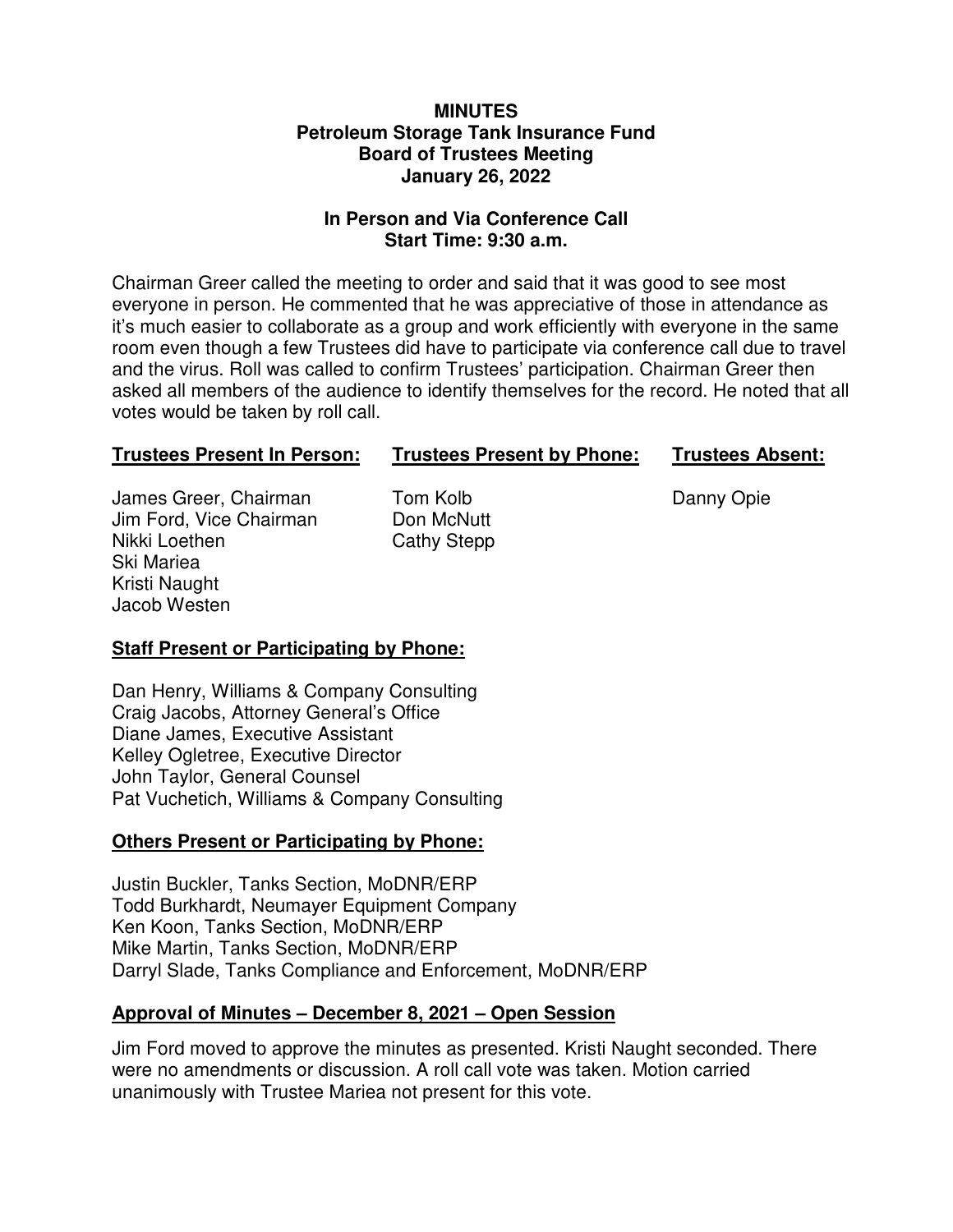# MINUTES
## Petroleum Storage Tank Insurance Fund
## Board of Trustees Meeting
## January 26, 2022

### In Person and Via Conference Call
### Start Time: 9:30 a.m.

Chairman Greer called the meeting to order and said that it was good to see most everyone in person. He commented that he was appreciative of those in attendance as it's much easier to collaborate as a group and work efficiently with everyone in the same room even though a few Trustees did have to participate via conference call due to travel and the virus. Roll was called to confirm Trustees' participation. Chairman Greer then asked all members of the audience to identify themselves for the record. He noted that all votes would be taken by roll call.

| **Trustees Present In Person:** | **Trustees Present by Phone:** | **Trustees Absent:** |
|---|---|---|
| James Greer, Chairman | Tom Kolb | Danny Opie |
| Jim Ford, Vice Chairman | Don McNutt | |
| Nikki Loethen | Cathy Stepp | |
| Ski Mariea | | |
| Kristi Naught | | |
| Jacob Westen | | |

**Staff Present or Participating by Phone:**

Dan Henry, Williams & Company Consulting
Craig Jacobs, Attorney General's Office
Diane James, Executive Assistant
Kelley Ogletree, Executive Director
John Taylor, General Counsel
Pat Vuchetich, Williams & Company Consulting

**Others Present or Participating by Phone:**

Justin Buckler, Tanks Section, MoDNR/ERP
Todd Burkhardt, Neumayer Equipment Company
Ken Koon, Tanks Section, MoDNR/ERP
Mike Martin, Tanks Section, MoDNR/ERP
Darryl Slade, Tanks Compliance and Enforcement, MoDNR/ERP

**Approval of Minutes – December 8, 2021 – Open Session**

Jim Ford moved to approve the minutes as presented. Kristi Naught seconded. There were no amendments or discussion. A roll call vote was taken. Motion carried unanimously with Trustee Mariea not present for this vote.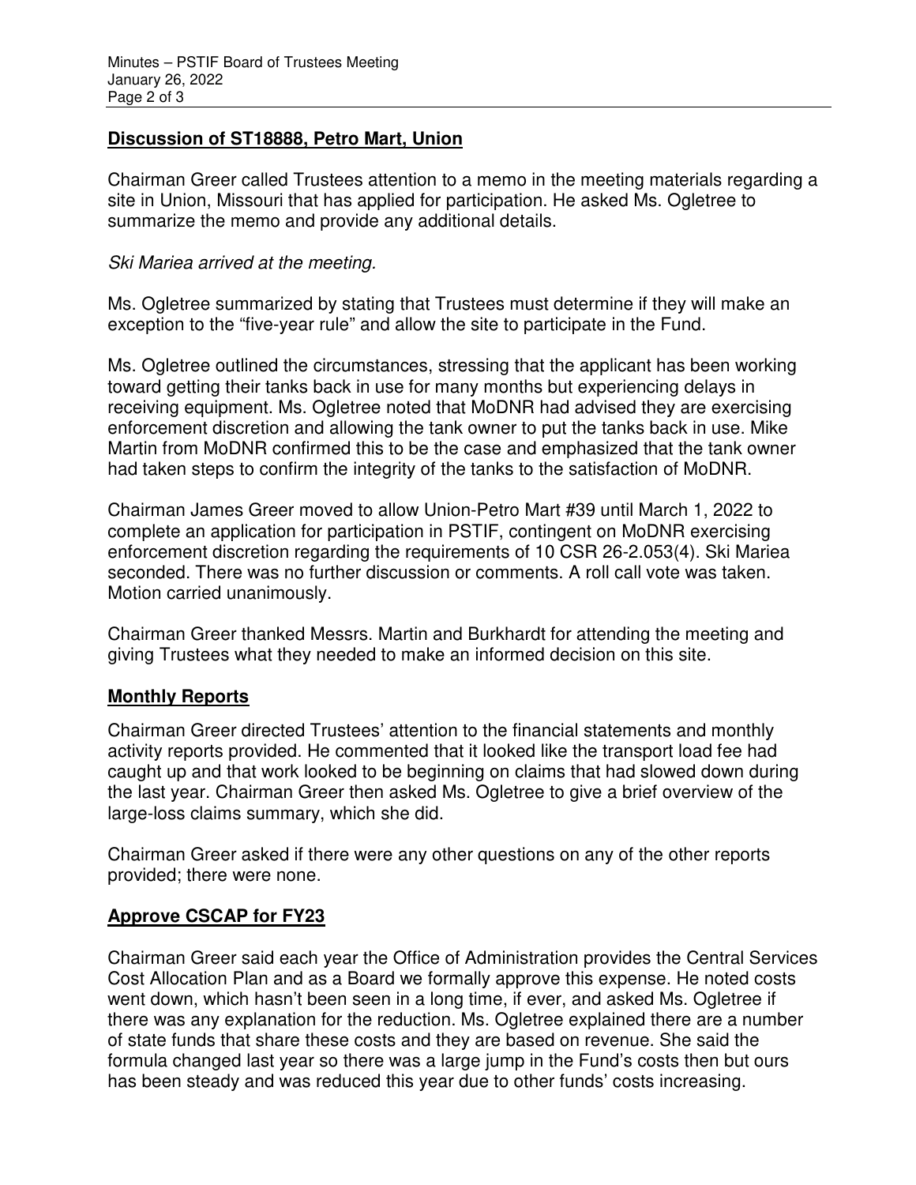## Discussion of ST18888, Petro Mart, Union

Chairman Greer called Trustees attention to a memo in the meeting materials regarding a site in Union, Missouri that has applied for participation. He asked Ms. Ogletree to summarize the memo and provide any additional details.

*Ski Mariea arrived at the meeting.*

Ms. Ogletree summarized by stating that Trustees must determine if they will make an exception to the "five-year rule" and allow the site to participate in the Fund.

Ms. Ogletree outlined the circumstances, stressing that the applicant has been working toward getting their tanks back in use for many months but experiencing delays in receiving equipment. Ms. Ogletree noted that MoDNR had advised they are exercising enforcement discretion and allowing the tank owner to put the tanks back in use. Mike Martin from MoDNR confirmed this to be the case and emphasized that the tank owner had taken steps to confirm the integrity of the tanks to the satisfaction of MoDNR.

Chairman James Greer moved to allow Union-Petro Mart #39 until March 1, 2022 to complete an application for participation in PSTIF, contingent on MoDNR exercising enforcement discretion regarding the requirements of 10 CSR 26-2.053(4). Ski Mariea seconded. There was no further discussion or comments. A roll call vote was taken. Motion carried unanimously.

Chairman Greer thanked Messrs. Martin and Burkhardt for attending the meeting and giving Trustees what they needed to make an informed decision on this site.

## Monthly Reports

Chairman Greer directed Trustees' attention to the financial statements and monthly activity reports provided. He commented that it looked like the transport load fee had caught up and that work looked to be beginning on claims that had slowed down during the last year. Chairman Greer then asked Ms. Ogletree to give a brief overview of the large-loss claims summary, which she did.

Chairman Greer asked if there were any other questions on any of the other reports provided; there were none.

## Approve CSCAP for FY23

Chairman Greer said each year the Office of Administration provides the Central Services Cost Allocation Plan and as a Board we formally approve this expense. He noted costs went down, which hasn't been seen in a long time, if ever, and asked Ms. Ogletree if there was any explanation for the reduction. Ms. Ogletree explained there are a number of state funds that share these costs and they are based on revenue. She said the formula changed last year so there was a large jump in the Fund's costs then but ours has been steady and was reduced this year due to other funds' costs increasing.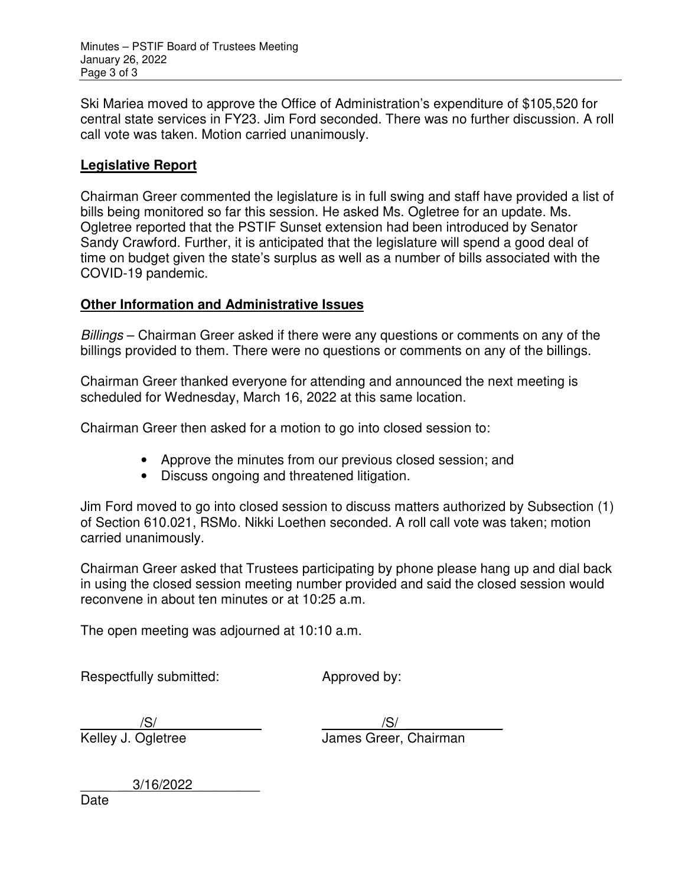Ski Mariea moved to approve the Office of Administration's expenditure of $105,520 for central state services in FY23. Jim Ford seconded. There was no further discussion. A roll call vote was taken. Motion carried unanimously.

## Legislative Report

Chairman Greer commented the legislature is in full swing and staff have provided a list of bills being monitored so far this session. He asked Ms. Ogletree for an update. Ms. Ogletree reported that the PSTIF Sunset extension had been introduced by Senator Sandy Crawford. Further, it is anticipated that the legislature will spend a good deal of time on budget given the state's surplus as well as a number of bills associated with the COVID-19 pandemic.

## Other Information and Administrative Issues

*Billings* – Chairman Greer asked if there were any questions or comments on any of the billings provided to them. There were no questions or comments on any of the billings.

Chairman Greer thanked everyone for attending and announced the next meeting is scheduled for Wednesday, March 16, 2022 at this same location.

Chairman Greer then asked for a motion to go into closed session to:

- Approve the minutes from our previous closed session; and
- Discuss ongoing and threatened litigation.

Jim Ford moved to go into closed session to discuss matters authorized by Subsection (1) of Section 610.021, RSMo. Nikki Loethen seconded. A roll call vote was taken; motion carried unanimously.

Chairman Greer asked that Trustees participating by phone please hang up and dial back in using the closed session meeting number provided and said the closed session would reconvene in about ten minutes or at 10:25 a.m.

The open meeting was adjourned at 10:10 a.m.

Respectfully submitted: Approved by:

/S/
Kelley J. Ogletree

/S/
James Greer, Chairman

3/16/2022
Date